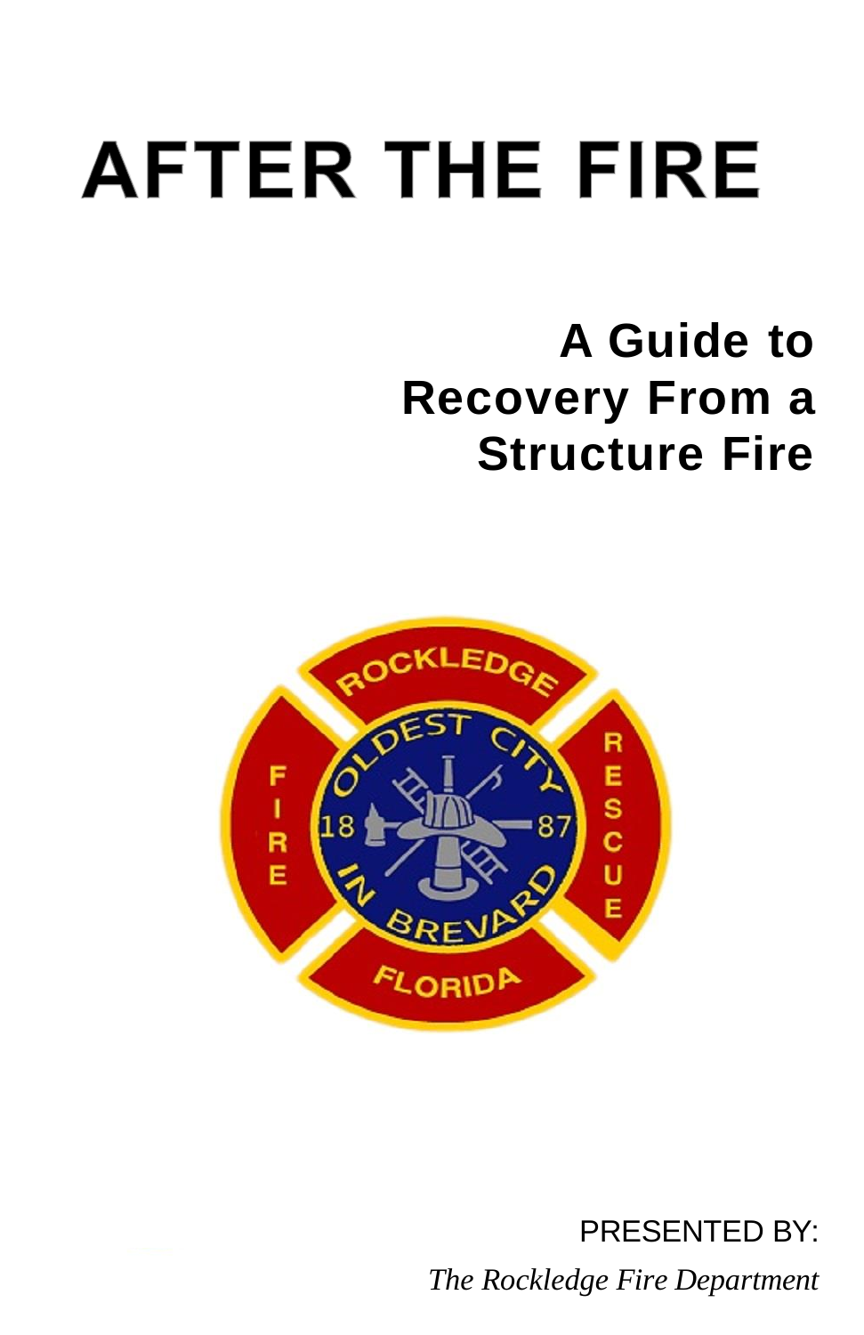# AFTER THE FIRE

## A Guide to Recovery From a Structure Fire

PRESENTED BY:

*The Rockledge Fire Department*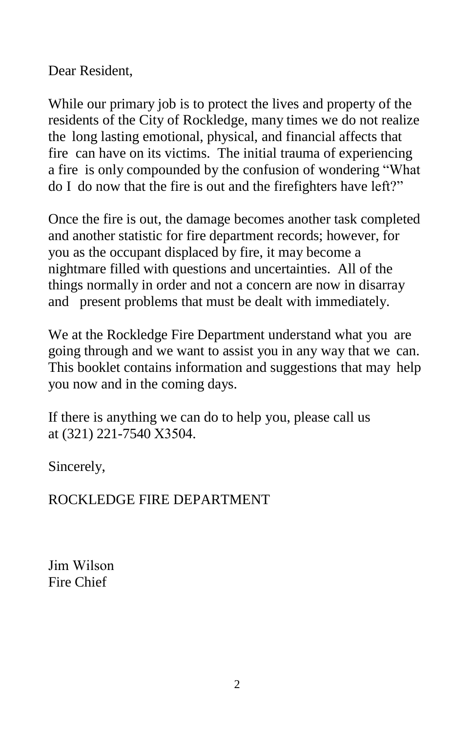Dear Resident,

While our primary job is to protect the lives and property of the residents of the City of Rockledge, many times we do not realize the long lasting emotional, physical, and financial affects that fire can have on its victims. The initial trauma of experiencing a fire is only compounded by the confusion of wondering "What do I do now that the fire is out and the firefighters have left?"

Once the fire is out, the damage becomes another task completed and another statistic for fire department records; however, for you as the occupant displaced by fire, it may become a nightmare filled with questions and uncertainties. All of the things normally in order and not a concern are now in disarray and present problems that must be dealt with immediately.

We at the Rockledge Fire Department understand what you are going through and we want to assist you in any way that we can. This booklet contains information and suggestions that may help you now and in the coming days.

If there is anything we can do to help you, please call us at (321) 221-7540 X3504.

Sincerely,

ROCKLEDGE FIRE DEPARTMENT

Jim Wilson
Fire Chief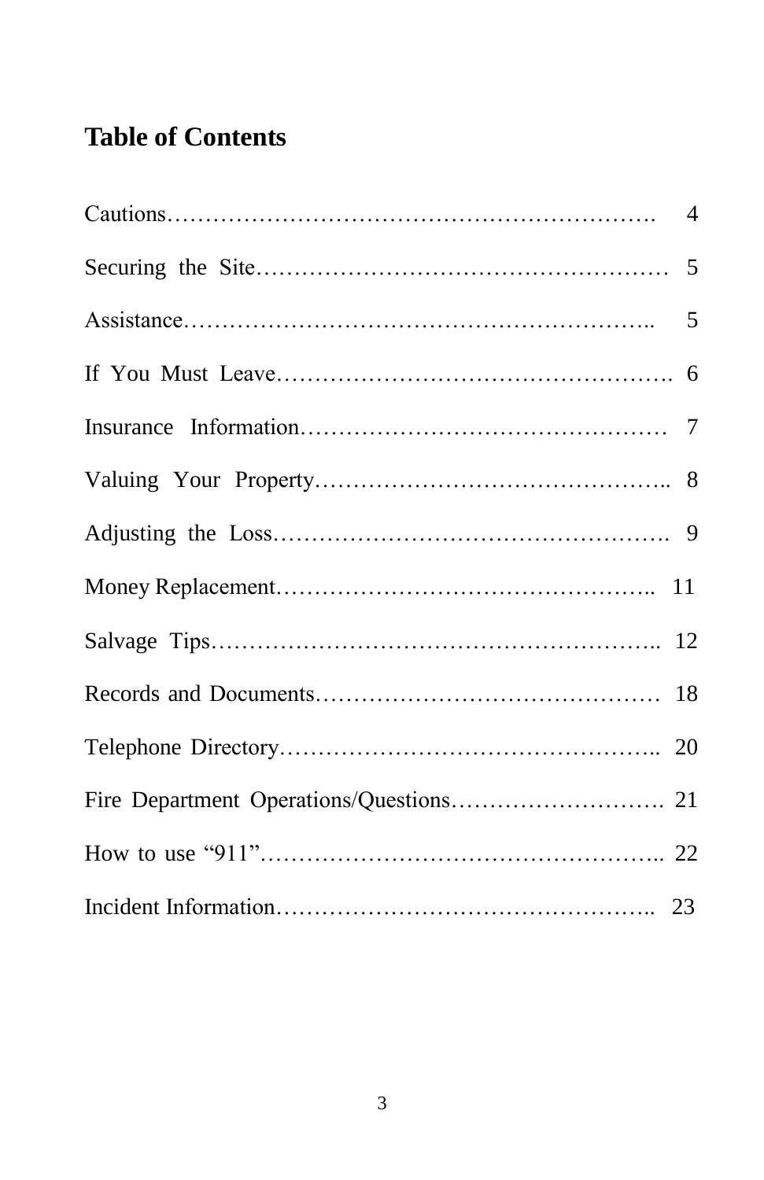# Table of Contents

| | |
|---|---|
| Cautions | 4 |
| Securing the Site | 5 |
| Assistance | 5 |
| If You Must Leave | 6 |
| Insurance Information | 7 |
| Valuing Your Property | 8 |
| Adjusting the Loss | 9 |
| Money Replacement | 11 |
| Salvage Tips | 12 |
| Records and Documents | 18 |
| Telephone Directory | 20 |
| Fire Department Operations/Questions | 21 |
| How to use “911” | 22 |
| Incident Information | 23 |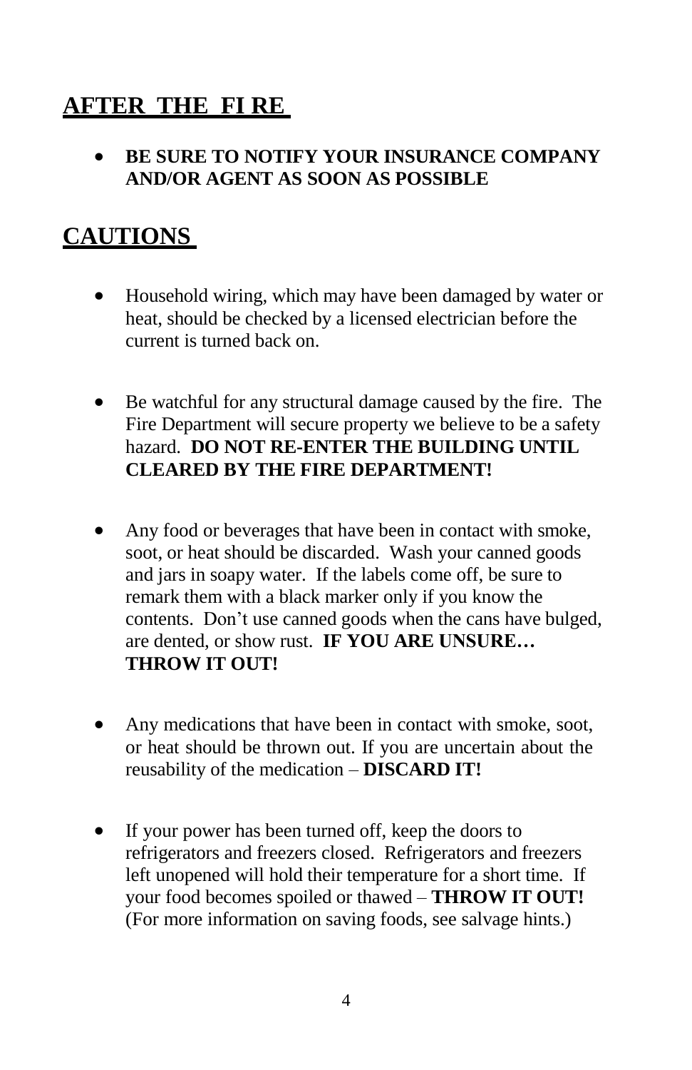## AFTER THE FIRE

- **BE SURE TO NOTIFY YOUR INSURANCE COMPANY AND/OR AGENT AS SOON AS POSSIBLE**

## CAUTIONS

- Household wiring, which may have been damaged by water or heat, should be checked by a licensed electrician before the current is turned back on.

- Be watchful for any structural damage caused by the fire. The Fire Department will secure property we believe to be a safety hazard. **DO NOT RE-ENTER THE BUILDING UNTIL CLEARED BY THE FIRE DEPARTMENT!**

- Any food or beverages that have been in contact with smoke, soot, or heat should be discarded. Wash your canned goods and jars in soapy water. If the labels come off, be sure to remark them with a black marker only if you know the contents. Don't use canned goods when the cans have bulged, are dented, or show rust. **IF YOU ARE UNSURE… THROW IT OUT!**

- Any medications that have been in contact with smoke, soot, or heat should be thrown out. If you are uncertain about the reusability of the medication – **DISCARD IT!**

- If your power has been turned off, keep the doors to refrigerators and freezers closed. Refrigerators and freezers left unopened will hold their temperature for a short time. If your food becomes spoiled or thawed – **THROW IT OUT!** (For more information on saving foods, see salvage hints.)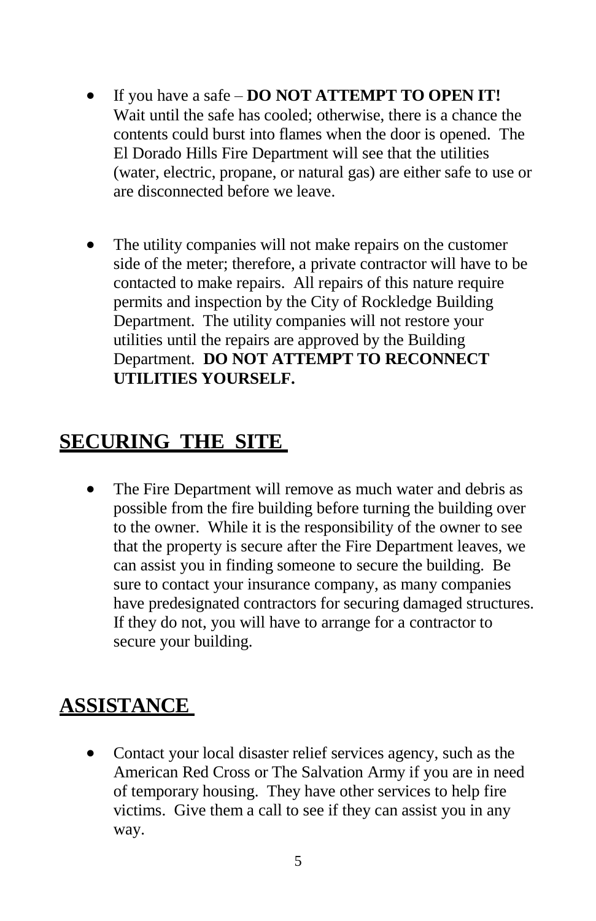- If you have a safe – **DO NOT ATTEMPT TO OPEN IT!** Wait until the safe has cooled; otherwise, there is a chance the contents could burst into flames when the door is opened. The El Dorado Hills Fire Department will see that the utilities (water, electric, propane, or natural gas) are either safe to use or are disconnected before we leave.

- The utility companies will not make repairs on the customer side of the meter; therefore, a private contractor will have to be contacted to make repairs. All repairs of this nature require permits and inspection by the City of Rockledge Building Department. The utility companies will not restore your utilities until the repairs are approved by the Building Department. **DO NOT ATTEMPT TO RECONNECT UTILITIES YOURSELF.**

## SECURING THE SITE

- The Fire Department will remove as much water and debris as possible from the fire building before turning the building over to the owner. While it is the responsibility of the owner to see that the property is secure after the Fire Department leaves, we can assist you in finding someone to secure the building. Be sure to contact your insurance company, as many companies have predesignated contractors for securing damaged structures. If they do not, you will have to arrange for a contractor to secure your building.

## ASSISTANCE

- Contact your local disaster relief services agency, such as the American Red Cross or The Salvation Army if you are in need of temporary housing. They have other services to help fire victims. Give them a call to see if they can assist you in any way.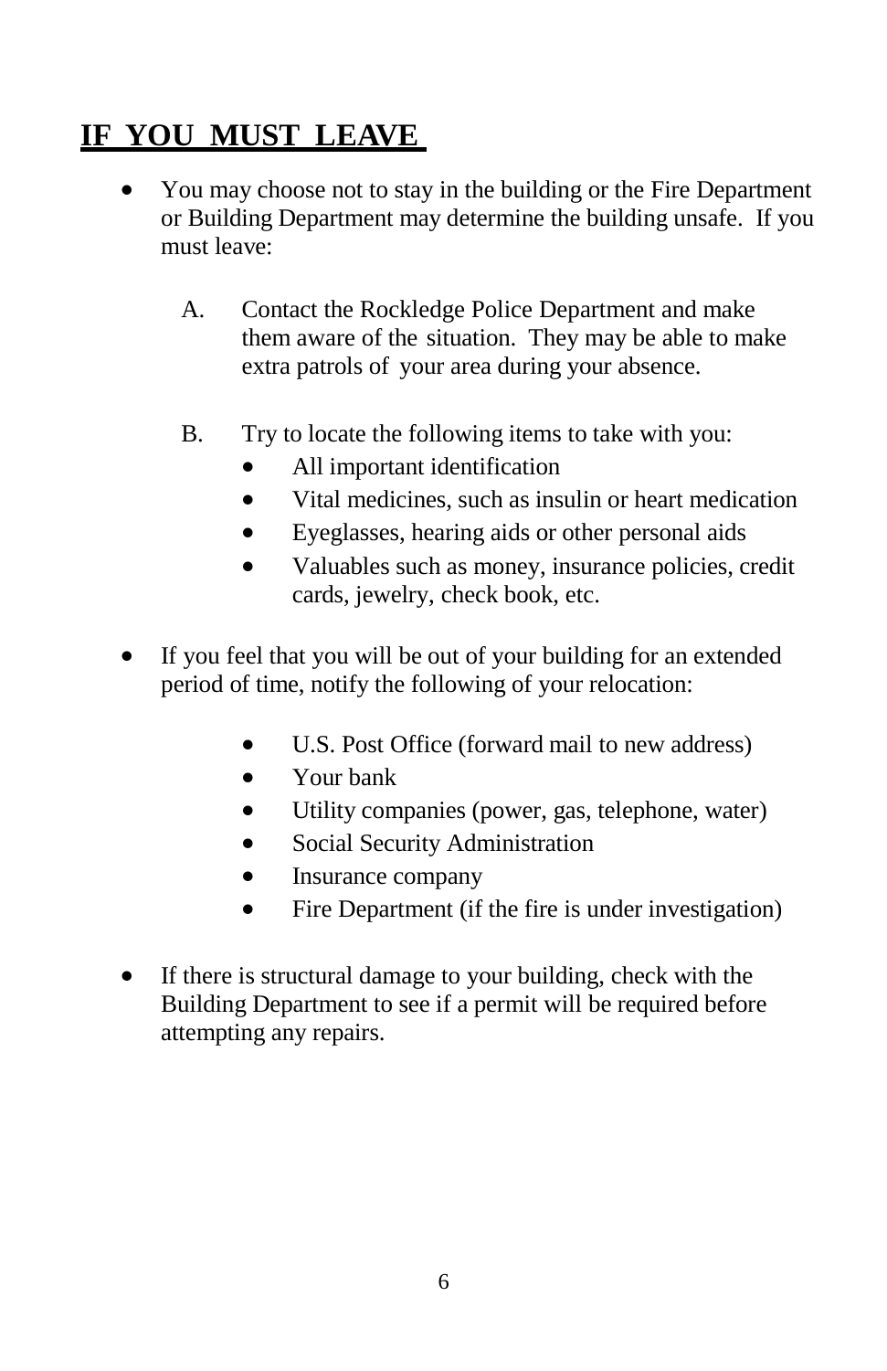## IF YOU MUST LEAVE

- You may choose not to stay in the building or the Fire Department or Building Department may determine the building unsafe. If you must leave:

  A. Contact the Rockledge Police Department and make them aware of the situation. They may be able to make extra patrols of your area during your absence.

  B. Try to locate the following items to take with you:
     - All important identification
     - Vital medicines, such as insulin or heart medication
     - Eyeglasses, hearing aids or other personal aids
     - Valuables such as money, insurance policies, credit cards, jewelry, check book, etc.

- If you feel that you will be out of your building for an extended period of time, notify the following of your relocation:

  - U.S. Post Office (forward mail to new address)
  - Your bank
  - Utility companies (power, gas, telephone, water)
  - Social Security Administration
  - Insurance company
  - Fire Department (if the fire is under investigation)

- If there is structural damage to your building, check with the Building Department to see if a permit will be required before attempting any repairs.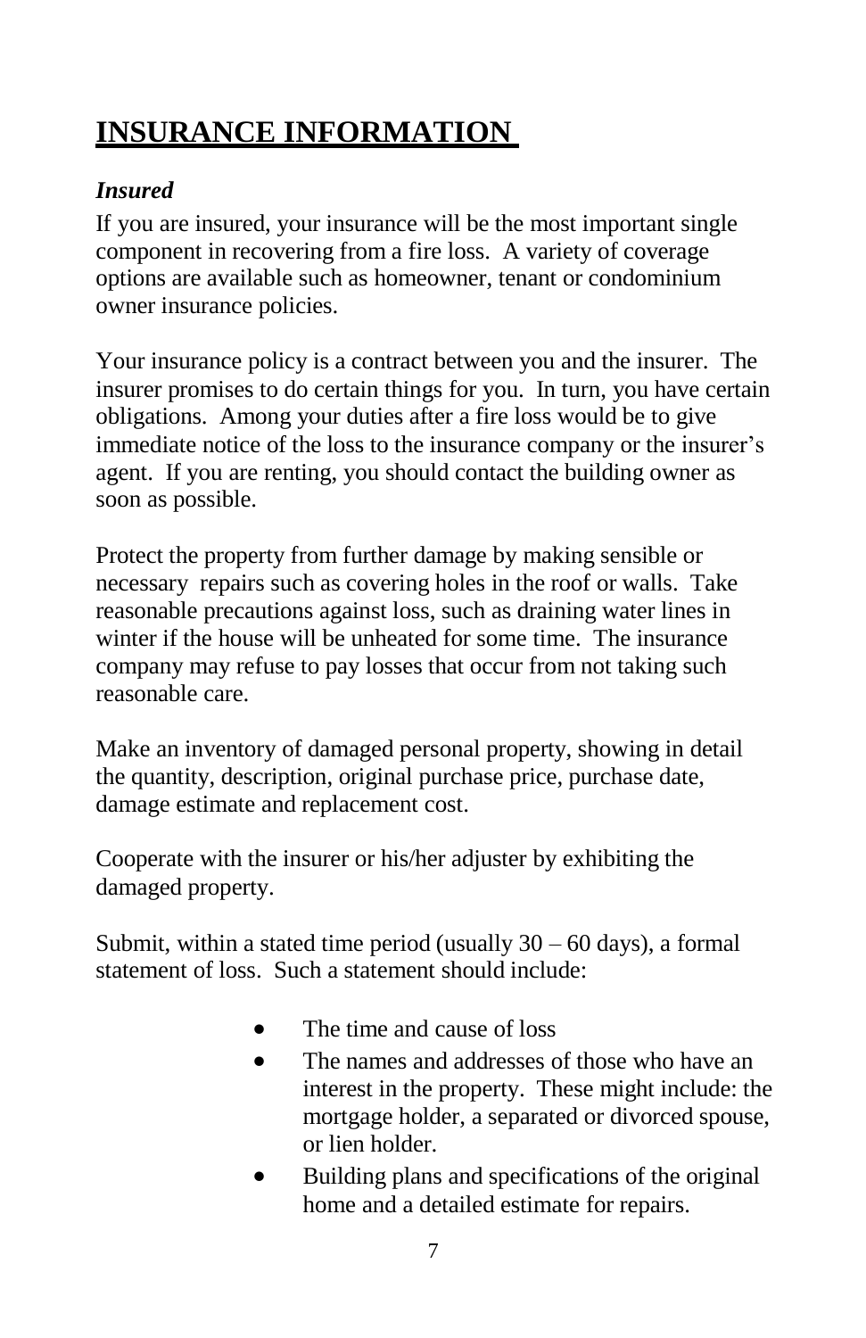# INSURANCE INFORMATION

### *Insured*

If you are insured, your insurance will be the most important single component in recovering from a fire loss. A variety of coverage options are available such as homeowner, tenant or condominium owner insurance policies.

Your insurance policy is a contract between you and the insurer. The insurer promises to do certain things for you. In turn, you have certain obligations. Among your duties after a fire loss would be to give immediate notice of the loss to the insurance company or the insurer's agent. If you are renting, you should contact the building owner as soon as possible.

Protect the property from further damage by making sensible or necessary repairs such as covering holes in the roof or walls. Take reasonable precautions against loss, such as draining water lines in winter if the house will be unheated for some time. The insurance company may refuse to pay losses that occur from not taking such reasonable care.

Make an inventory of damaged personal property, showing in detail the quantity, description, original purchase price, purchase date, damage estimate and replacement cost.

Cooperate with the insurer or his/her adjuster by exhibiting the damaged property.

Submit, within a stated time period (usually 30 – 60 days), a formal statement of loss. Such a statement should include:

- The time and cause of loss
- The names and addresses of those who have an interest in the property. These might include: the mortgage holder, a separated or divorced spouse, or lien holder.
- Building plans and specifications of the original home and a detailed estimate for repairs.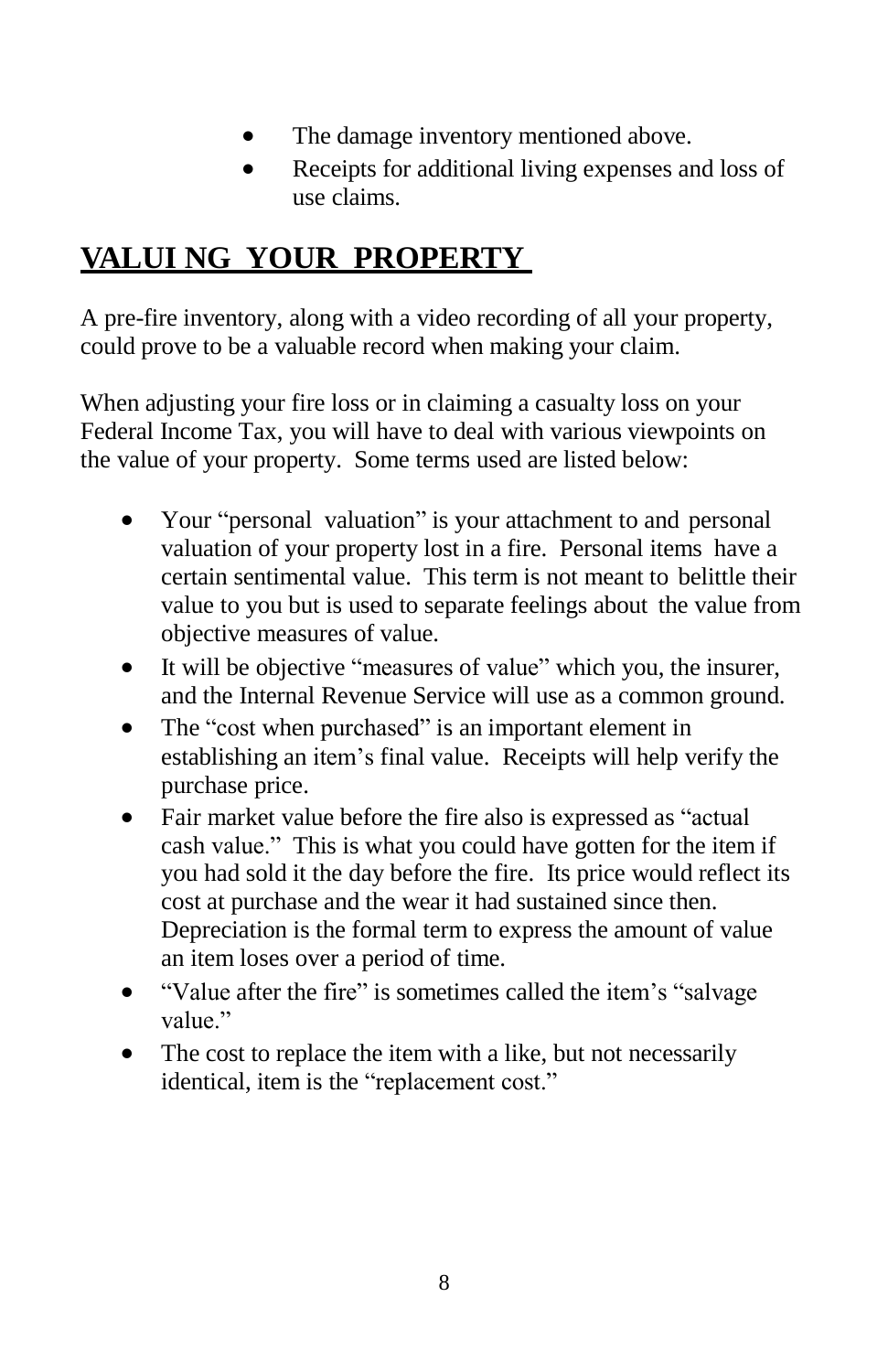- The damage inventory mentioned above.
- Receipts for additional living expenses and loss of use claims.

## VALUING YOUR PROPERTY

A pre-fire inventory, along with a video recording of all your property, could prove to be a valuable record when making your claim.

When adjusting your fire loss or in claiming a casualty loss on your Federal Income Tax, you will have to deal with various viewpoints on the value of your property. Some terms used are listed below:

- Your "personal valuation" is your attachment to and personal valuation of your property lost in a fire. Personal items have a certain sentimental value. This term is not meant to belittle their value to you but is used to separate feelings about the value from objective measures of value.
- It will be objective "measures of value" which you, the insurer, and the Internal Revenue Service will use as a common ground.
- The "cost when purchased" is an important element in establishing an item's final value. Receipts will help verify the purchase price.
- Fair market value before the fire also is expressed as "actual cash value." This is what you could have gotten for the item if you had sold it the day before the fire. Its price would reflect its cost at purchase and the wear it had sustained since then. Depreciation is the formal term to express the amount of value an item loses over a period of time.
- "Value after the fire" is sometimes called the item's "salvage value."
- The cost to replace the item with a like, but not necessarily identical, item is the "replacement cost."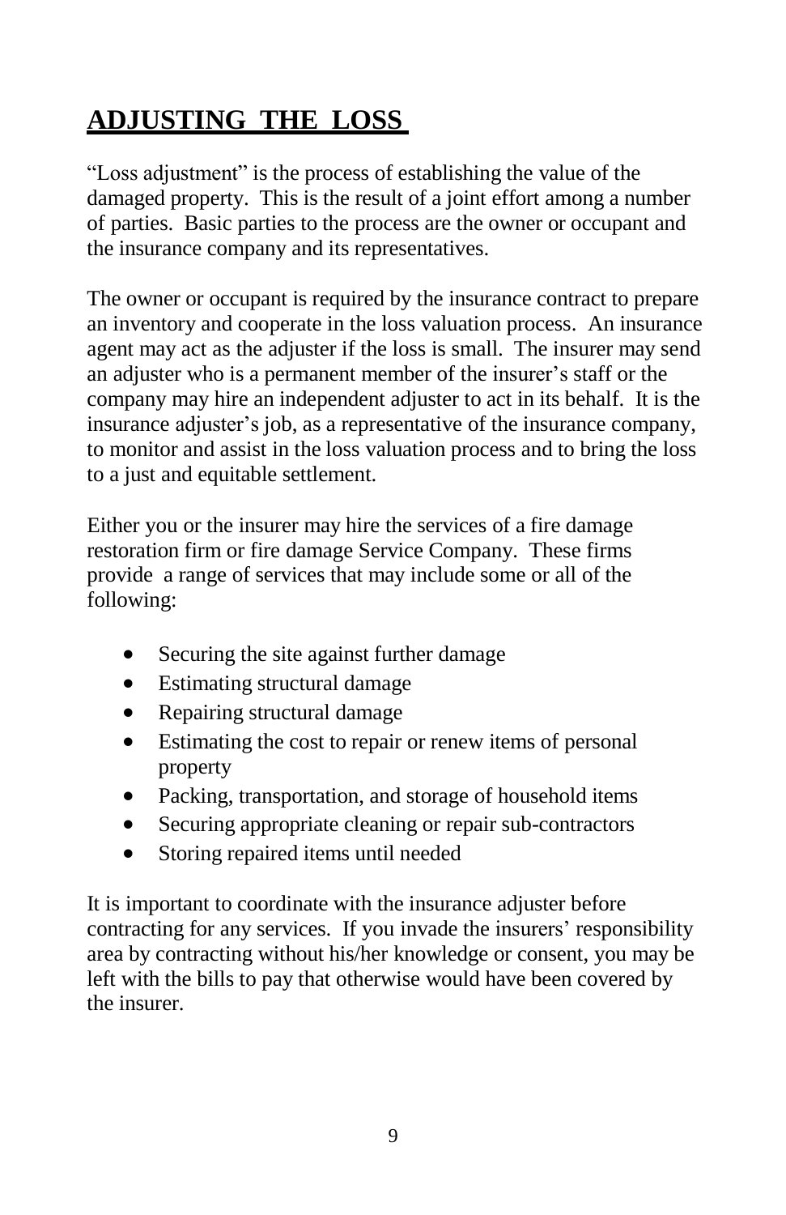## ADJUSTING THE LOSS

"Loss adjustment" is the process of establishing the value of the damaged property. This is the result of a joint effort among a number of parties. Basic parties to the process are the owner or occupant and the insurance company and its representatives.

The owner or occupant is required by the insurance contract to prepare an inventory and cooperate in the loss valuation process. An insurance agent may act as the adjuster if the loss is small. The insurer may send an adjuster who is a permanent member of the insurer's staff or the company may hire an independent adjuster to act in its behalf. It is the insurance adjuster's job, as a representative of the insurance company, to monitor and assist in the loss valuation process and to bring the loss to a just and equitable settlement.

Either you or the insurer may hire the services of a fire damage restoration firm or fire damage Service Company. These firms provide a range of services that may include some or all of the following:

- Securing the site against further damage
- Estimating structural damage
- Repairing structural damage
- Estimating the cost to repair or renew items of personal property
- Packing, transportation, and storage of household items
- Securing appropriate cleaning or repair sub-contractors
- Storing repaired items until needed

It is important to coordinate with the insurance adjuster before contracting for any services. If you invade the insurers' responsibility area by contracting without his/her knowledge or consent, you may be left with the bills to pay that otherwise would have been covered by the insurer.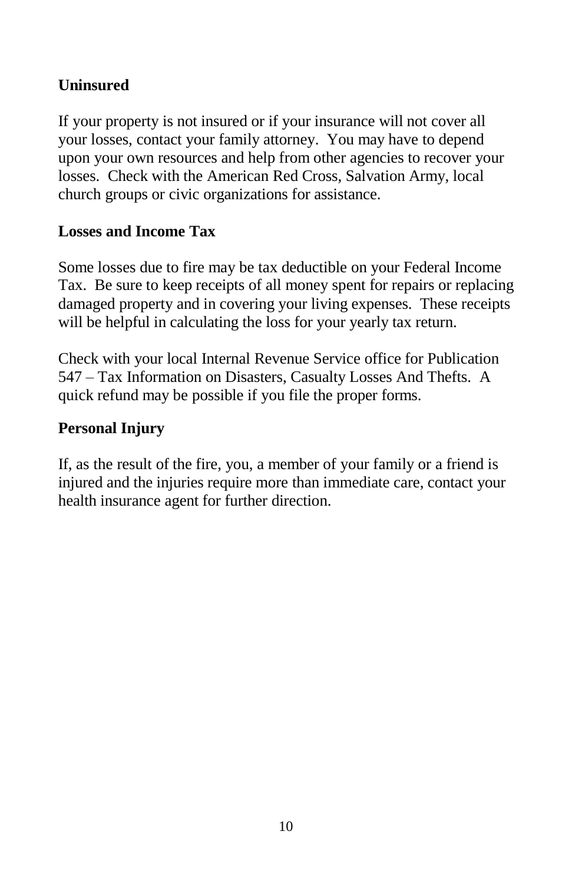**Uninsured**

If your property is not insured or if your insurance will not cover all your losses, contact your family attorney. You may have to depend upon your own resources and help from other agencies to recover your losses. Check with the American Red Cross, Salvation Army, local church groups or civic organizations for assistance.

**Losses and Income Tax**

Some losses due to fire may be tax deductible on your Federal Income Tax. Be sure to keep receipts of all money spent for repairs or replacing damaged property and in covering your living expenses. These receipts will be helpful in calculating the loss for your yearly tax return.

Check with your local Internal Revenue Service office for Publication 547 – Tax Information on Disasters, Casualty Losses And Thefts. A quick refund may be possible if you file the proper forms.

**Personal Injury**

If, as the result of the fire, you, a member of your family or a friend is injured and the injuries require more than immediate care, contact your health insurance agent for further direction.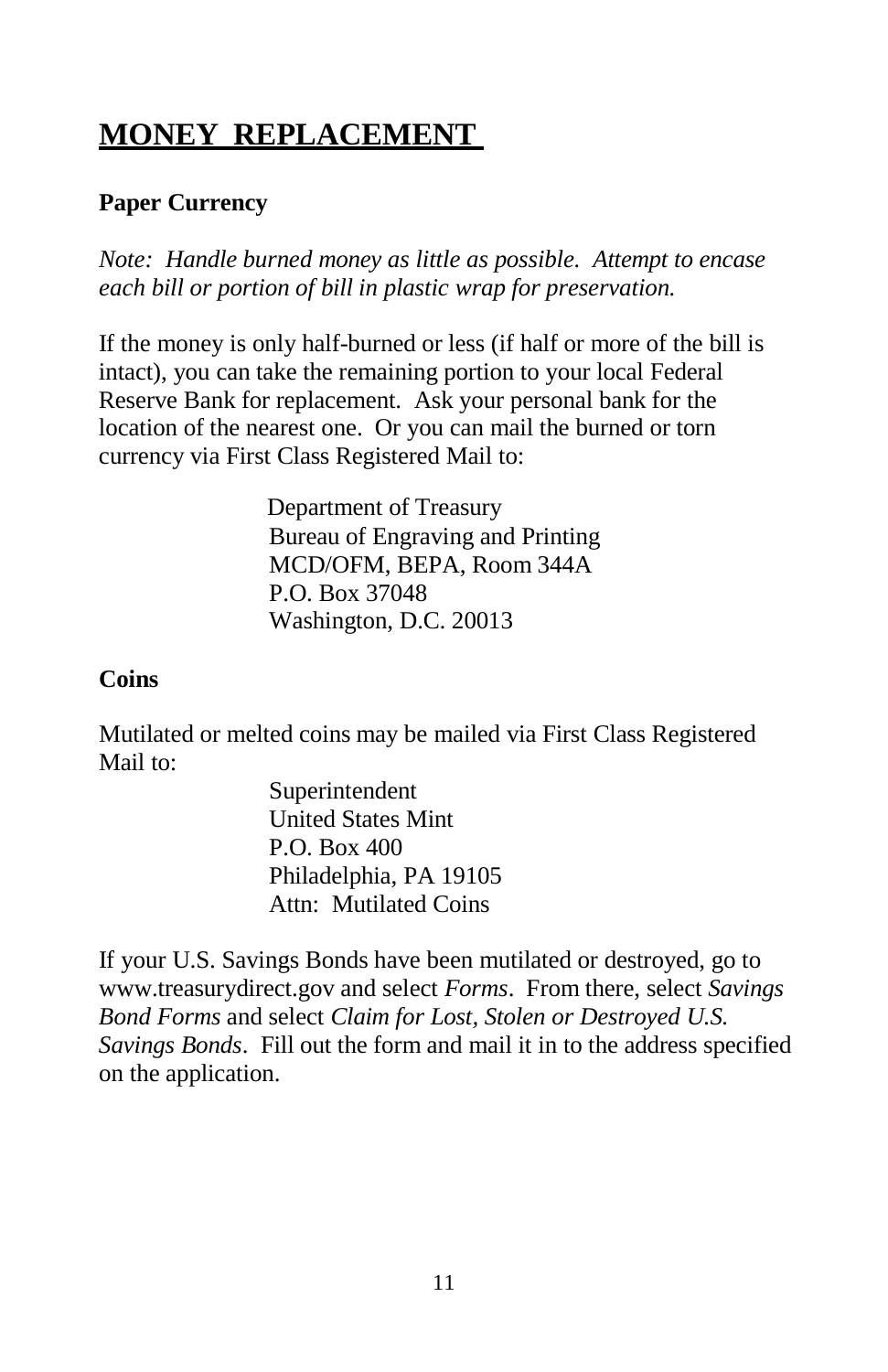# MONEY REPLACEMENT

### Paper Currency

*Note: Handle burned money as little as possible. Attempt to encase each bill or portion of bill in plastic wrap for preservation.*

If the money is only half-burned or less (if half or more of the bill is intact), you can take the remaining portion to your local Federal Reserve Bank for replacement. Ask your personal bank for the location of the nearest one. Or you can mail the burned or torn currency via First Class Registered Mail to:

Department of Treasury
Bureau of Engraving and Printing
MCD/OFM, BEPA, Room 344A
P.O. Box 37048
Washington, D.C. 20013

### Coins

Mutilated or melted coins may be mailed via First Class Registered Mail to:

Superintendent
United States Mint
P.O. Box 400
Philadelphia, PA 19105
Attn: Mutilated Coins

If your U.S. Savings Bonds have been mutilated or destroyed, go to www.treasurydirect.gov and select *Forms*. From there, select *Savings Bond Forms* and select *Claim for Lost, Stolen or Destroyed U.S. Savings Bonds*. Fill out the form and mail it in to the address specified on the application.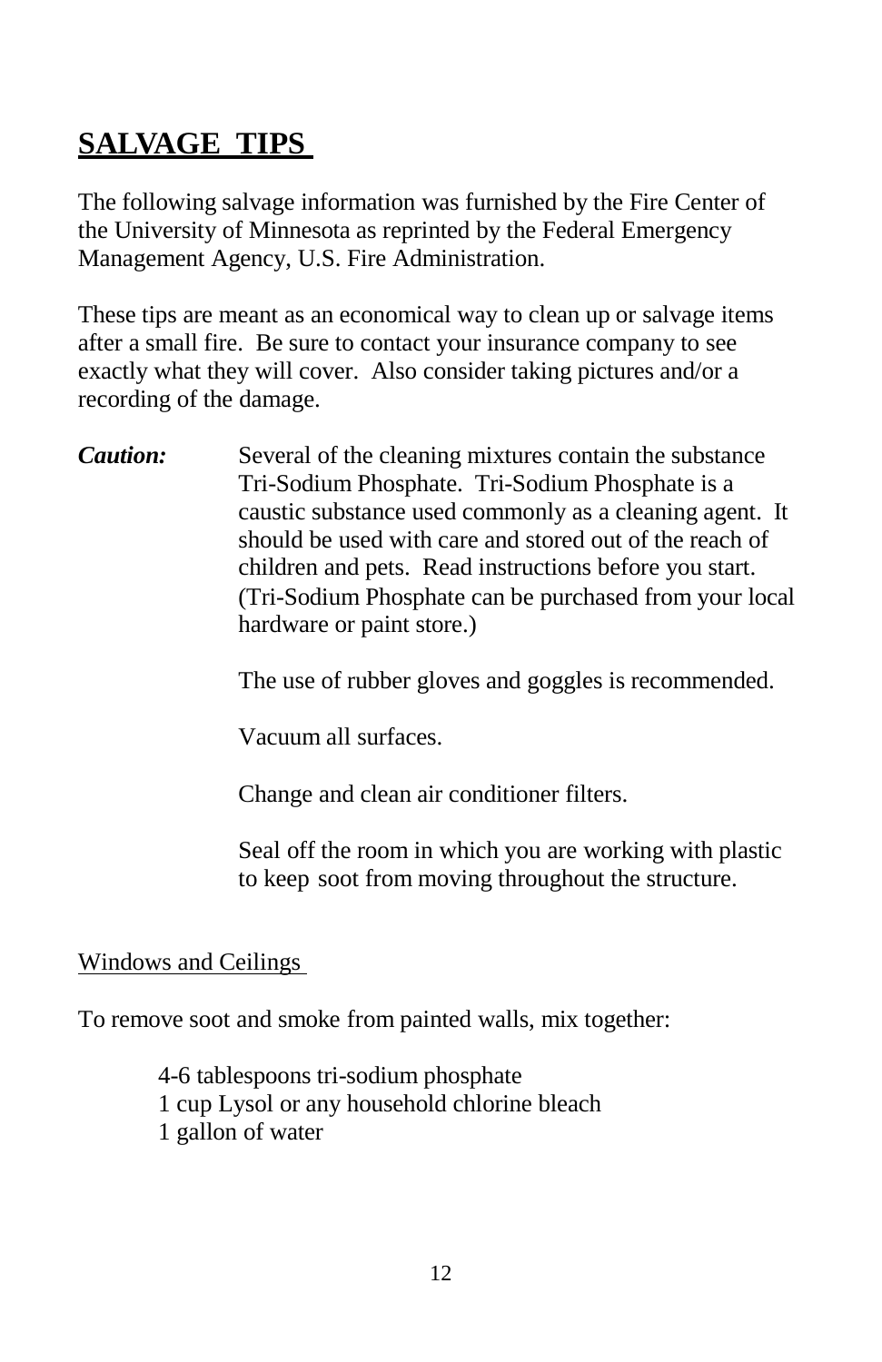## SALVAGE TIPS

The following salvage information was furnished by the Fire Center of the University of Minnesota as reprinted by the Federal Emergency Management Agency, U.S. Fire Administration.

These tips are meant as an economical way to clean up or salvage items after a small fire. Be sure to contact your insurance company to see exactly what they will cover. Also consider taking pictures and/or a recording of the damage.

***Caution:*** Several of the cleaning mixtures contain the substance Tri-Sodium Phosphate. Tri-Sodium Phosphate is a caustic substance used commonly as a cleaning agent. It should be used with care and stored out of the reach of children and pets. Read instructions before you start. (Tri-Sodium Phosphate can be purchased from your local hardware or paint store.)

The use of rubber gloves and goggles is recommended.

Vacuum all surfaces.

Change and clean air conditioner filters.

Seal off the room in which you are working with plastic to keep soot from moving throughout the structure.

<u>Windows and Ceilings</u>

To remove soot and smoke from painted walls, mix together:

- 4-6 tablespoons tri-sodium phosphate
- 1 cup Lysol or any household chlorine bleach
- 1 gallon of water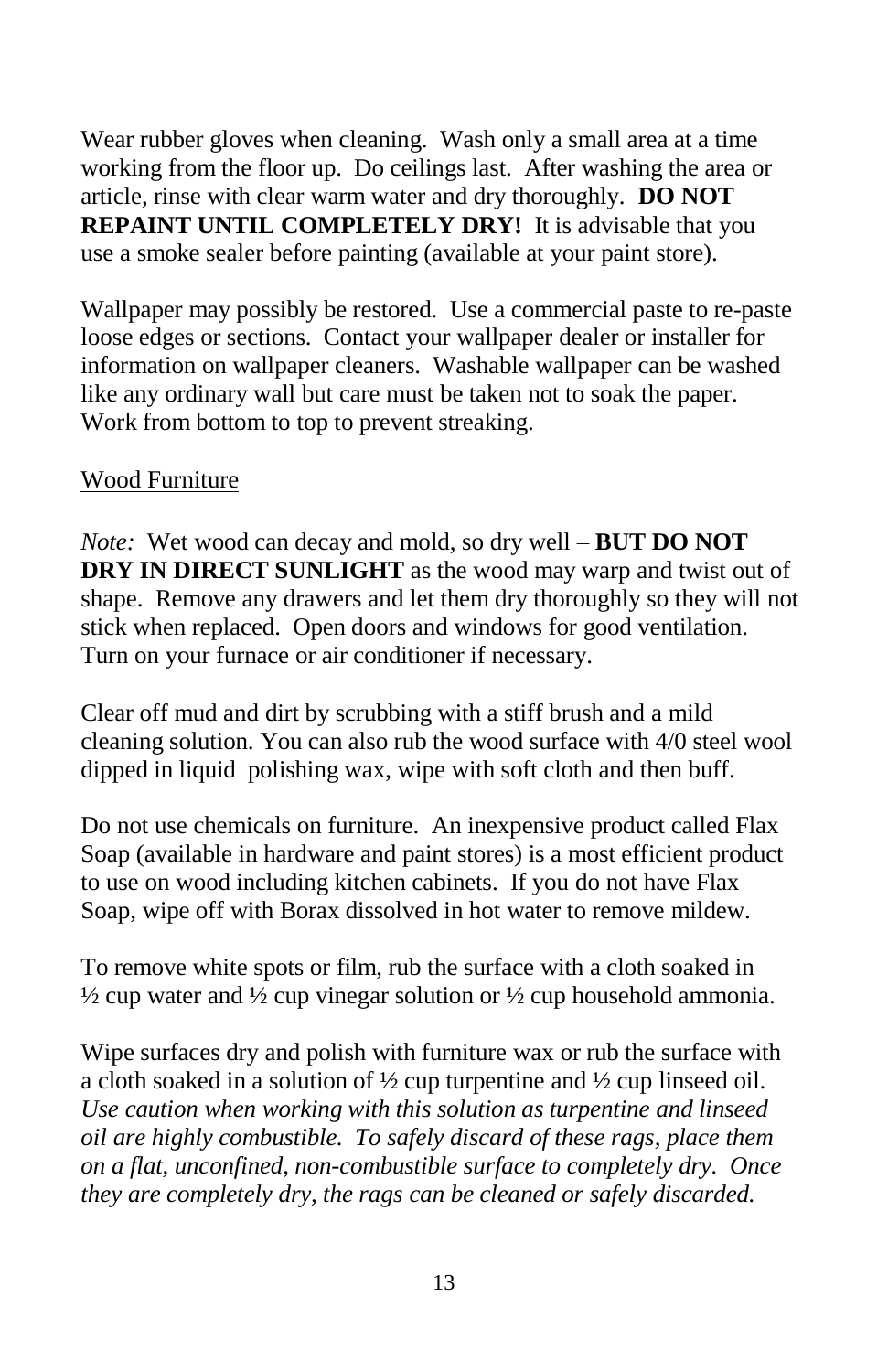Wear rubber gloves when cleaning. Wash only a small area at a time working from the floor up. Do ceilings last. After washing the area or article, rinse with clear warm water and dry thoroughly. **DO NOT REPAINT UNTIL COMPLETELY DRY!** It is advisable that you use a smoke sealer before painting (available at your paint store).

Wallpaper may possibly be restored. Use a commercial paste to re-paste loose edges or sections. Contact your wallpaper dealer or installer for information on wallpaper cleaners. Washable wallpaper can be washed like any ordinary wall but care must be taken not to soak the paper. Work from bottom to top to prevent streaking.

<u>Wood Furniture</u>

*Note:* Wet wood can decay and mold, so dry well – **BUT DO NOT DRY IN DIRECT SUNLIGHT** as the wood may warp and twist out of shape. Remove any drawers and let them dry thoroughly so they will not stick when replaced. Open doors and windows for good ventilation. Turn on your furnace or air conditioner if necessary.

Clear off mud and dirt by scrubbing with a stiff brush and a mild cleaning solution. You can also rub the wood surface with 4/0 steel wool dipped in liquid polishing wax, wipe with soft cloth and then buff.

Do not use chemicals on furniture. An inexpensive product called Flax Soap (available in hardware and paint stores) is a most efficient product to use on wood including kitchen cabinets. If you do not have Flax Soap, wipe off with Borax dissolved in hot water to remove mildew.

To remove white spots or film, rub the surface with a cloth soaked in ½ cup water and ½ cup vinegar solution or ½ cup household ammonia.

Wipe surfaces dry and polish with furniture wax or rub the surface with a cloth soaked in a solution of ½ cup turpentine and ½ cup linseed oil. *Use caution when working with this solution as turpentine and linseed oil are highly combustible. To safely discard of these rags, place them on a flat, unconfined, non-combustible surface to completely dry. Once they are completely dry, the rags can be cleaned or safely discarded.*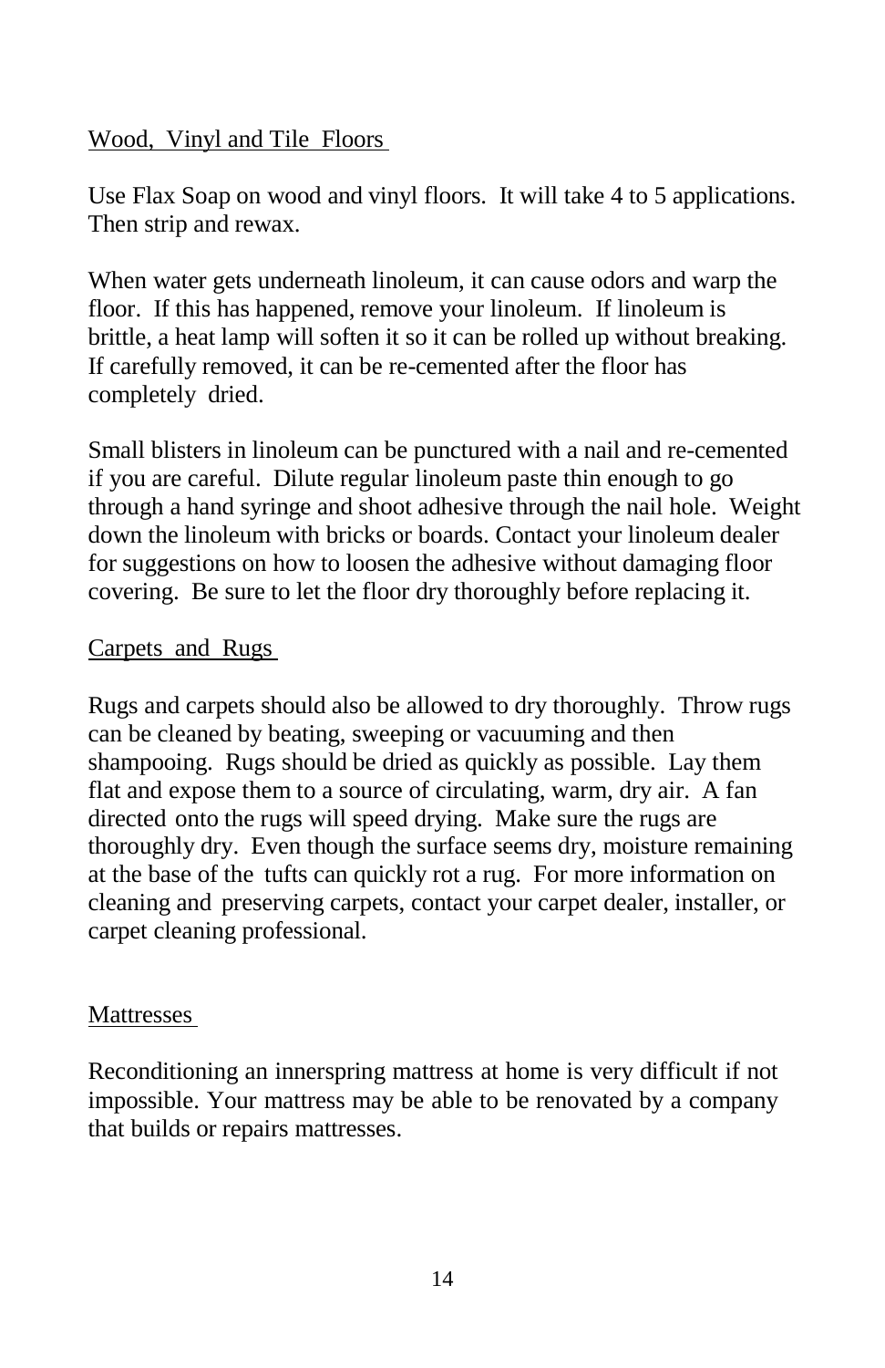## Wood, Vinyl and Tile Floors

Use Flax Soap on wood and vinyl floors. It will take 4 to 5 applications. Then strip and rewax.

When water gets underneath linoleum, it can cause odors and warp the floor. If this has happened, remove your linoleum. If linoleum is brittle, a heat lamp will soften it so it can be rolled up without breaking. If carefully removed, it can be re-cemented after the floor has completely dried.

Small blisters in linoleum can be punctured with a nail and re-cemented if you are careful. Dilute regular linoleum paste thin enough to go through a hand syringe and shoot adhesive through the nail hole. Weight down the linoleum with bricks or boards. Contact your linoleum dealer for suggestions on how to loosen the adhesive without damaging floor covering. Be sure to let the floor dry thoroughly before replacing it.

## Carpets and Rugs

Rugs and carpets should also be allowed to dry thoroughly. Throw rugs can be cleaned by beating, sweeping or vacuuming and then shampooing. Rugs should be dried as quickly as possible. Lay them flat and expose them to a source of circulating, warm, dry air. A fan directed onto the rugs will speed drying. Make sure the rugs are thoroughly dry. Even though the surface seems dry, moisture remaining at the base of the tufts can quickly rot a rug. For more information on cleaning and preserving carpets, contact your carpet dealer, installer, or carpet cleaning professional.

## Mattresses

Reconditioning an innerspring mattress at home is very difficult if not impossible. Your mattress may be able to be renovated by a company that builds or repairs mattresses.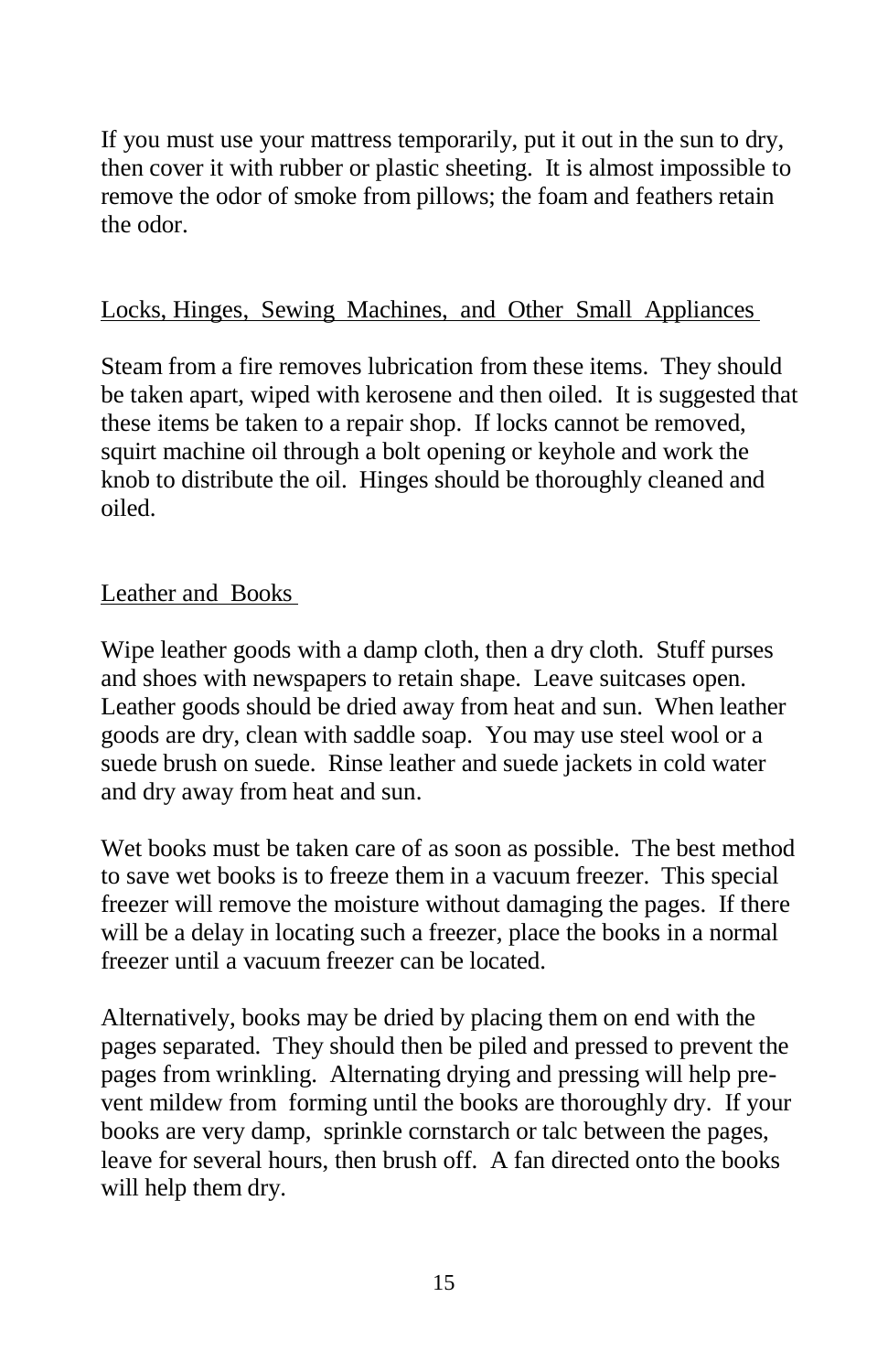If you must use your mattress temporarily, put it out in the sun to dry, then cover it with rubber or plastic sheeting. It is almost impossible to remove the odor of smoke from pillows; the foam and feathers retain the odor.

## Locks, Hinges, Sewing Machines, and Other Small Appliances

Steam from a fire removes lubrication from these items. They should be taken apart, wiped with kerosene and then oiled. It is suggested that these items be taken to a repair shop. If locks cannot be removed, squirt machine oil through a bolt opening or keyhole and work the knob to distribute the oil. Hinges should be thoroughly cleaned and oiled.

## Leather and Books

Wipe leather goods with a damp cloth, then a dry cloth. Stuff purses and shoes with newspapers to retain shape. Leave suitcases open. Leather goods should be dried away from heat and sun. When leather goods are dry, clean with saddle soap. You may use steel wool or a suede brush on suede. Rinse leather and suede jackets in cold water and dry away from heat and sun.

Wet books must be taken care of as soon as possible. The best method to save wet books is to freeze them in a vacuum freezer. This special freezer will remove the moisture without damaging the pages. If there will be a delay in locating such a freezer, place the books in a normal freezer until a vacuum freezer can be located.

Alternatively, books may be dried by placing them on end with the pages separated. They should then be piled and pressed to prevent the pages from wrinkling. Alternating drying and pressing will help prevent mildew from forming until the books are thoroughly dry. If your books are very damp, sprinkle cornstarch or talc between the pages, leave for several hours, then brush off. A fan directed onto the books will help them dry.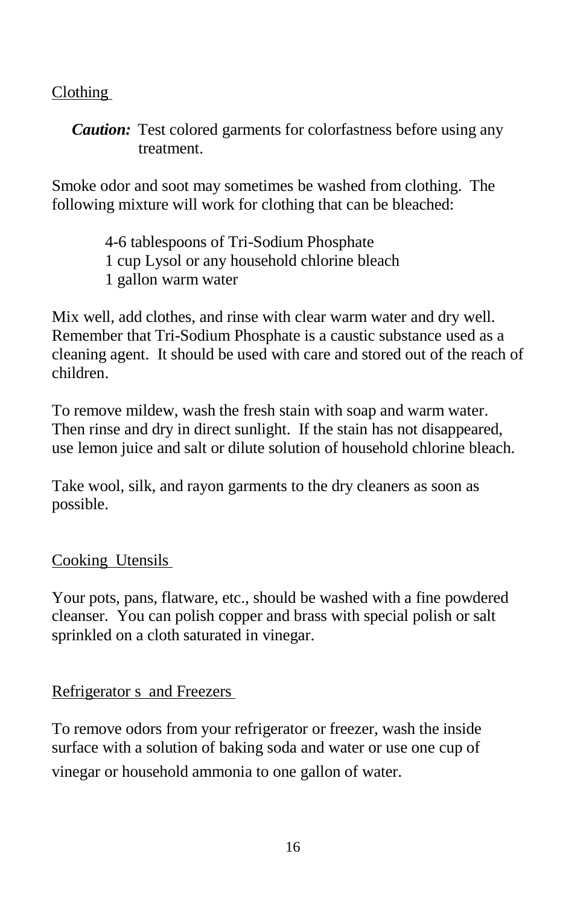## Clothing

***Caution:*** Test colored garments for colorfastness before using any treatment.

Smoke odor and soot may sometimes be washed from clothing. The following mixture will work for clothing that can be bleached:

4-6 tablespoons of Tri-Sodium Phosphate
1 cup Lysol or any household chlorine bleach
1 gallon warm water

Mix well, add clothes, and rinse with clear warm water and dry well. Remember that Tri-Sodium Phosphate is a caustic substance used as a cleaning agent. It should be used with care and stored out of the reach of children.

To remove mildew, wash the fresh stain with soap and warm water. Then rinse and dry in direct sunlight. If the stain has not disappeared, use lemon juice and salt or dilute solution of household chlorine bleach.

Take wool, silk, and rayon garments to the dry cleaners as soon as possible.

## Cooking Utensils

Your pots, pans, flatware, etc., should be washed with a fine powdered cleanser. You can polish copper and brass with special polish or salt sprinkled on a cloth saturated in vinegar.

## Refrigerator s and Freezers

To remove odors from your refrigerator or freezer, wash the inside surface with a solution of baking soda and water or use one cup of vinegar or household ammonia to one gallon of water.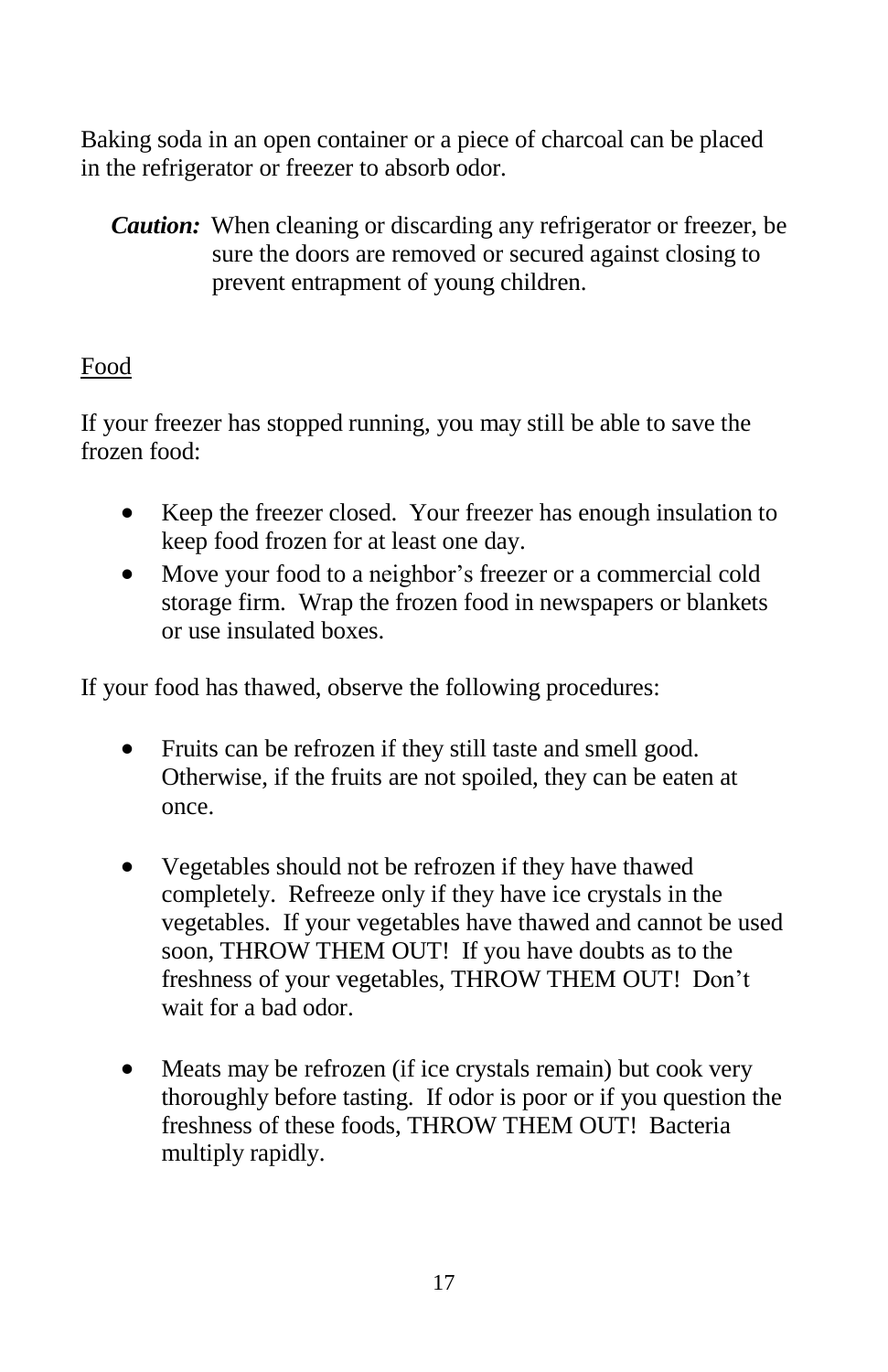Baking soda in an open container or a piece of charcoal can be placed in the refrigerator or freezer to absorb odor.

> ***Caution:*** When cleaning or discarding any refrigerator or freezer, be sure the doors are removed or secured against closing to prevent entrapment of young children.

<u>Food</u>

If your freezer has stopped running, you may still be able to save the frozen food:

- Keep the freezer closed. Your freezer has enough insulation to keep food frozen for at least one day.
- Move your food to a neighbor's freezer or a commercial cold storage firm. Wrap the frozen food in newspapers or blankets or use insulated boxes.

If your food has thawed, observe the following procedures:

- Fruits can be refrozen if they still taste and smell good. Otherwise, if the fruits are not spoiled, they can be eaten at once.

- Vegetables should not be refrozen if they have thawed completely. Refreeze only if they have ice crystals in the vegetables. If your vegetables have thawed and cannot be used soon, THROW THEM OUT! If you have doubts as to the freshness of your vegetables, THROW THEM OUT! Don't wait for a bad odor.

- Meats may be refrozen (if ice crystals remain) but cook very thoroughly before tasting. If odor is poor or if you question the freshness of these foods, THROW THEM OUT! Bacteria multiply rapidly.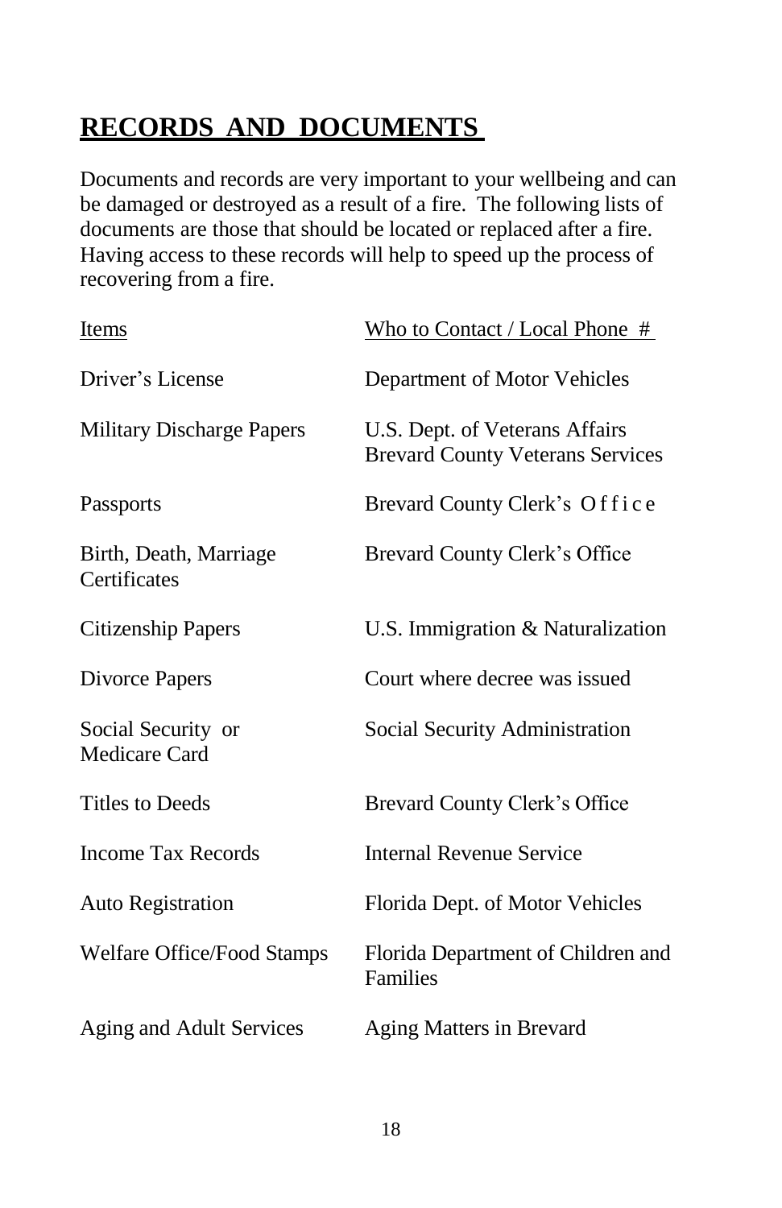## RECORDS AND DOCUMENTS

Documents and records are very important to your wellbeing and can be damaged or destroyed as a result of a fire. The following lists of documents are those that should be located or replaced after a fire. Having access to these records will help to speed up the process of recovering from a fire.

| Items | Who to Contact / Local Phone # |
|---|---|
| Driver's License | Department of Motor Vehicles |
| Military Discharge Papers | U.S. Dept. of Veterans Affairs<br>Brevard County Veterans Services |
| Passports | Brevard County Clerk's Office |
| Birth, Death, Marriage Certificates | Brevard County Clerk's Office |
| Citizenship Papers | U.S. Immigration & Naturalization |
| Divorce Papers | Court where decree was issued |
| Social Security or Medicare Card | Social Security Administration |
| Titles to Deeds | Brevard County Clerk's Office |
| Income Tax Records | Internal Revenue Service |
| Auto Registration | Florida Dept. of Motor Vehicles |
| Welfare Office/Food Stamps | Florida Department of Children and Families |
| Aging and Adult Services | Aging Matters in Brevard |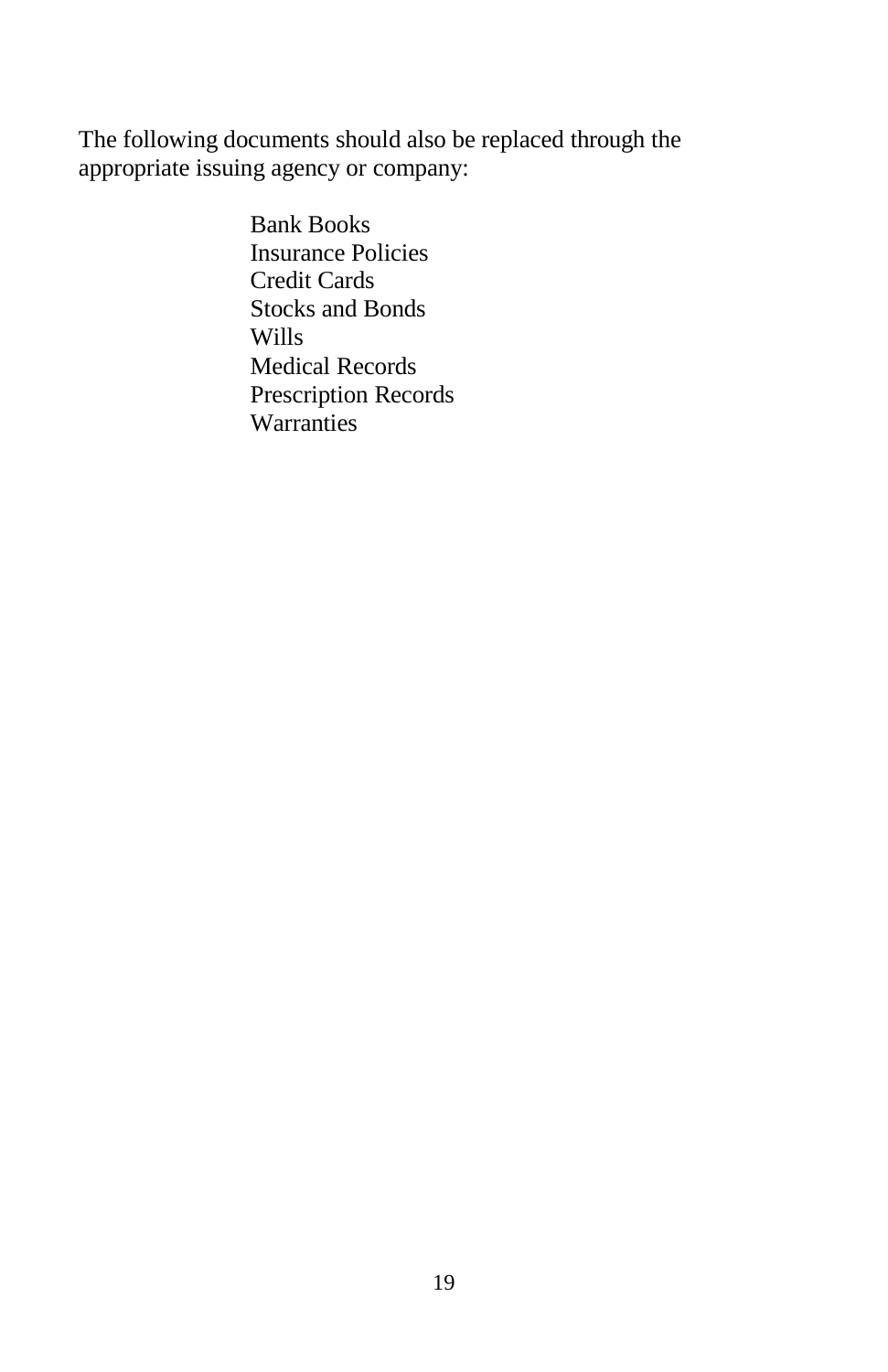The following documents should also be replaced through the appropriate issuing agency or company:

- Bank Books
- Insurance Policies
- Credit Cards
- Stocks and Bonds
- Wills
- Medical Records
- Prescription Records
- Warranties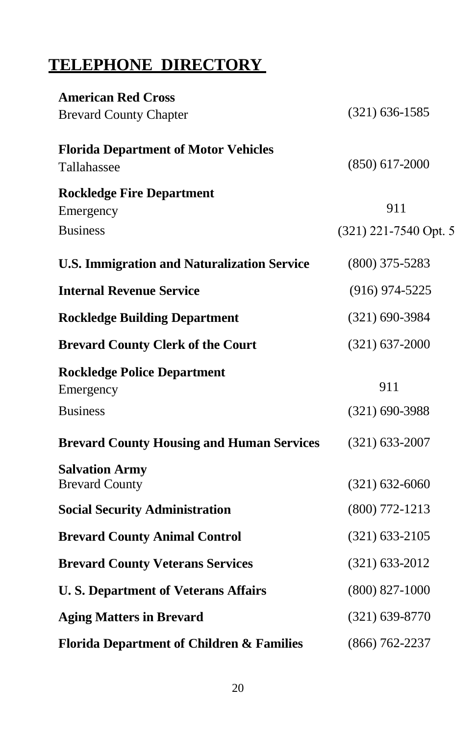# TELEPHONE DIRECTORY

| | |
|---|---|
| **American Red Cross** | |
| Brevard County Chapter | (321) 636-1585 |
| **Florida Department of Motor Vehicles** | |
| Tallahassee | (850) 617-2000 |
| **Rockledge Fire Department** | |
| Emergency | 911 |
| Business | (321) 221-7540 Opt. 5 |
| **U.S. Immigration and Naturalization Service** | (800) 375-5283 |
| **Internal Revenue Service** | (916) 974-5225 |
| **Rockledge Building Department** | (321) 690-3984 |
| **Brevard County Clerk of the Court** | (321) 637-2000 |
| **Rockledge Police Department** | |
| Emergency | 911 |
| Business | (321) 690-3988 |
| **Brevard County Housing and Human Services** | (321) 633-2007 |
| **Salvation Army** | |
| Brevard County | (321) 632-6060 |
| **Social Security Administration** | (800) 772-1213 |
| **Brevard County Animal Control** | (321) 633-2105 |
| **Brevard County Veterans Services** | (321) 633-2012 |
| **U. S. Department of Veterans Affairs** | (800) 827-1000 |
| **Aging Matters in Brevard** | (321) 639-8770 |
| **Florida Department of Children & Families** | (866) 762-2237 |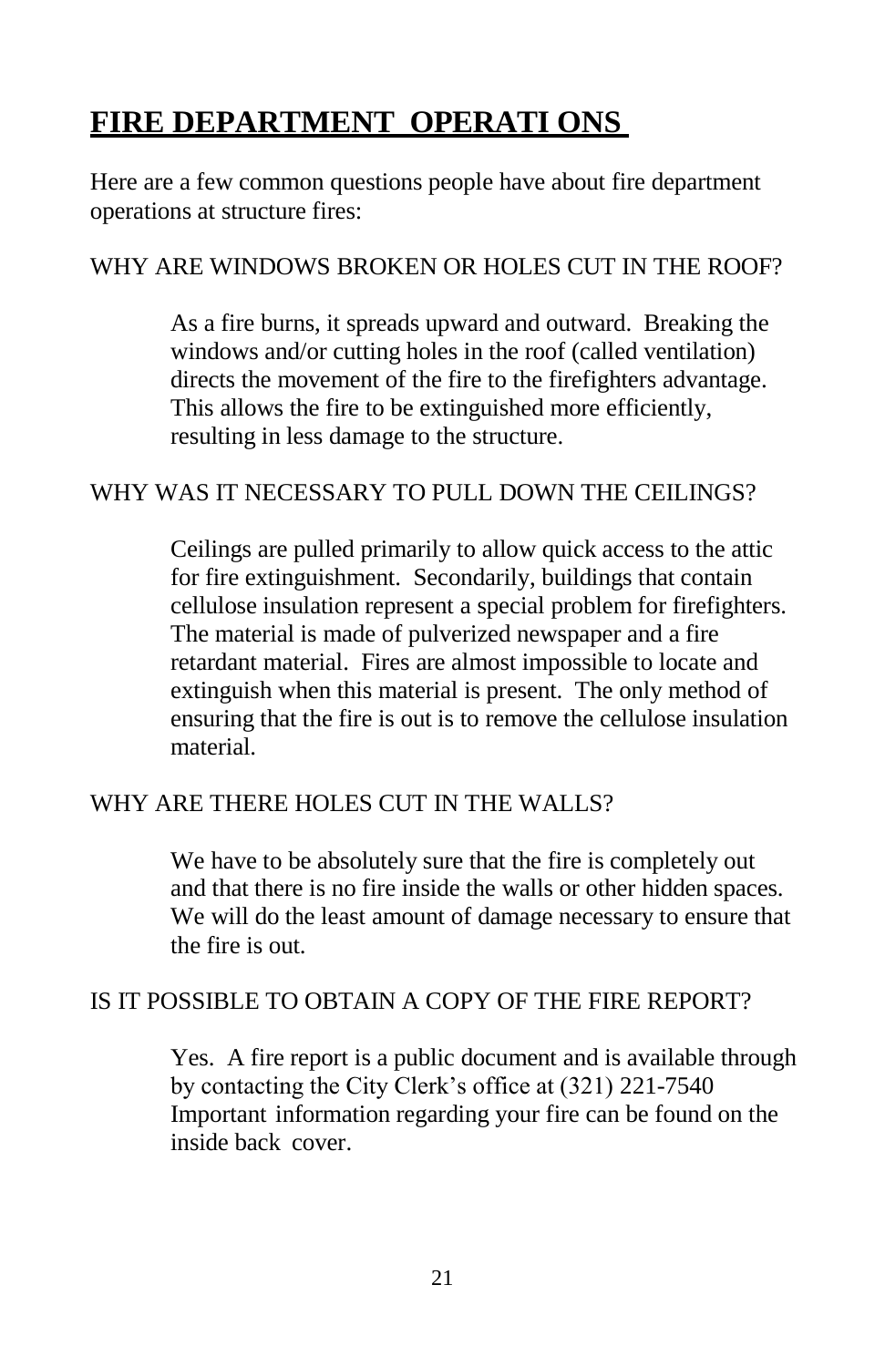# FIRE DEPARTMENT OPERATIONS

Here are a few common questions people have about fire department operations at structure fires:

WHY ARE WINDOWS BROKEN OR HOLES CUT IN THE ROOF?

> As a fire burns, it spreads upward and outward. Breaking the windows and/or cutting holes in the roof (called ventilation) directs the movement of the fire to the firefighters advantage. This allows the fire to be extinguished more efficiently, resulting in less damage to the structure.

WHY WAS IT NECESSARY TO PULL DOWN THE CEILINGS?

> Ceilings are pulled primarily to allow quick access to the attic for fire extinguishment. Secondarily, buildings that contain cellulose insulation represent a special problem for firefighters. The material is made of pulverized newspaper and a fire retardant material. Fires are almost impossible to locate and extinguish when this material is present. The only method of ensuring that the fire is out is to remove the cellulose insulation material.

WHY ARE THERE HOLES CUT IN THE WALLS?

> We have to be absolutely sure that the fire is completely out and that there is no fire inside the walls or other hidden spaces. We will do the least amount of damage necessary to ensure that the fire is out.

IS IT POSSIBLE TO OBTAIN A COPY OF THE FIRE REPORT?

> Yes. A fire report is a public document and is available through by contacting the City Clerk's office at (321) 221-7540 Important information regarding your fire can be found on the inside back cover.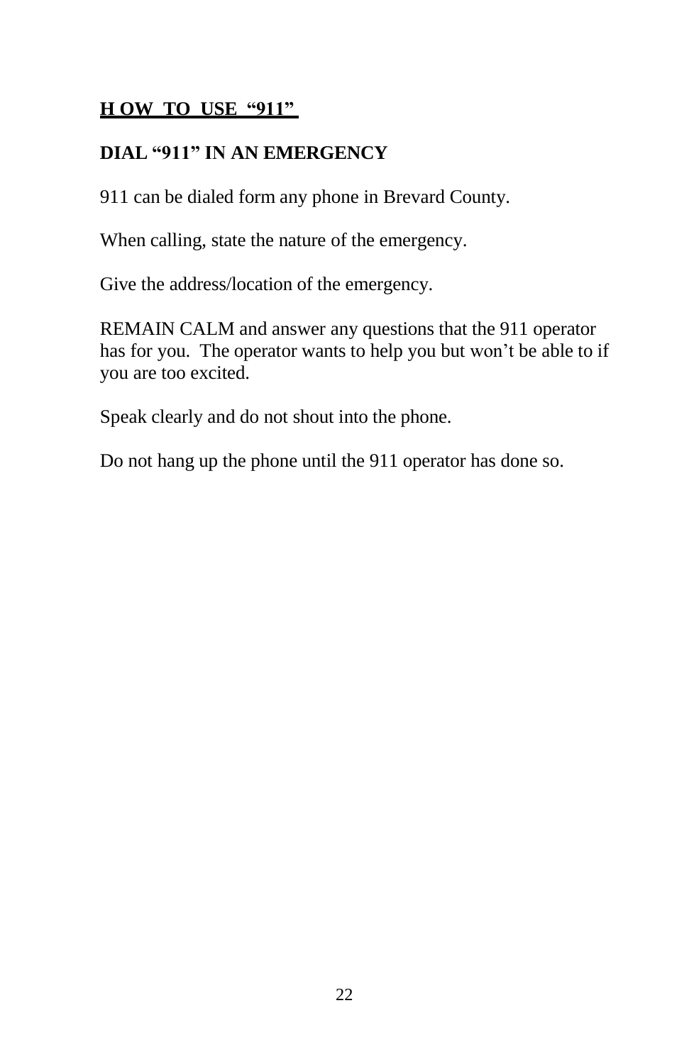## HOW TO USE "911"

**DIAL "911" IN AN EMERGENCY**

911 can be dialed form any phone in Brevard County.

When calling, state the nature of the emergency.

Give the address/location of the emergency.

REMAIN CALM and answer any questions that the 911 operator has for you. The operator wants to help you but won't be able to if you are too excited.

Speak clearly and do not shout into the phone.

Do not hang up the phone until the 911 operator has done so.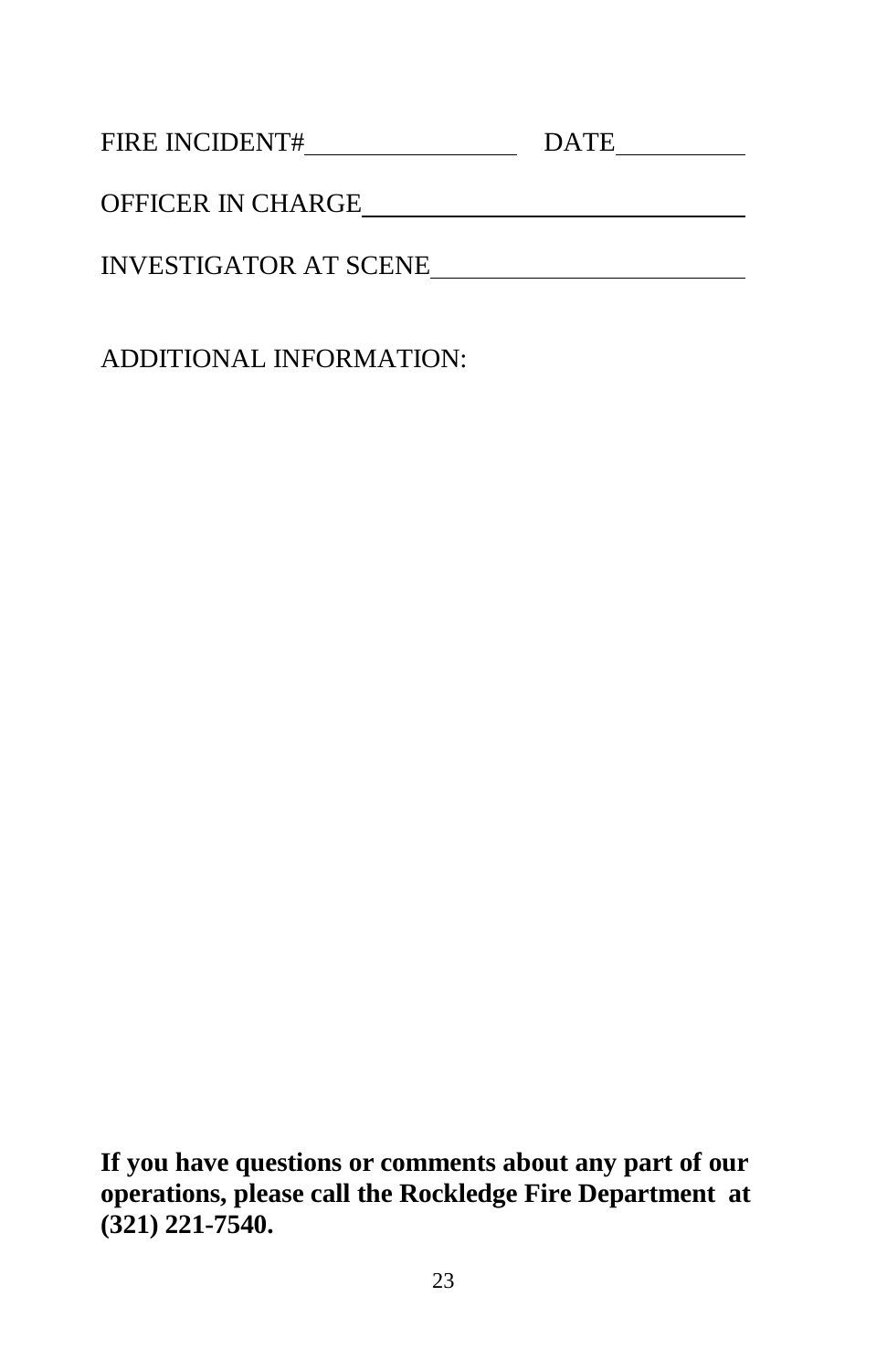FIRE INCIDENT#________________ DATE__________

OFFICER IN CHARGE______________________________

INVESTIGATOR AT SCENE________________________

ADDITIONAL INFORMATION:

**If you have questions or comments about any part of our operations, please call the Rockledge Fire Department at (321) 221-7540.**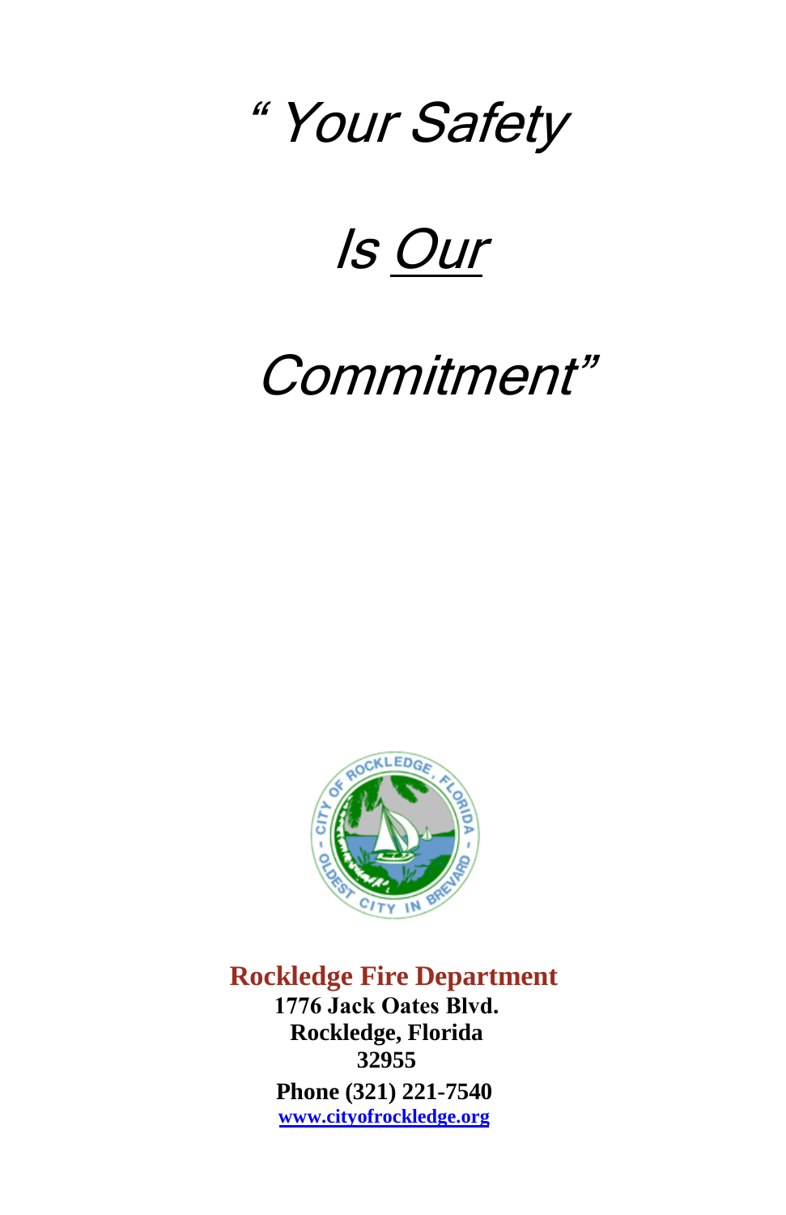*" Your Safety*

*Is Our*

*Commitment"*

**Rockledge Fire Department**

**1776 Jack Oates Blvd.**
**Rockledge, Florida**
**32955**

**Phone (321) 221-7540**
**www.cityofrockledge.org**